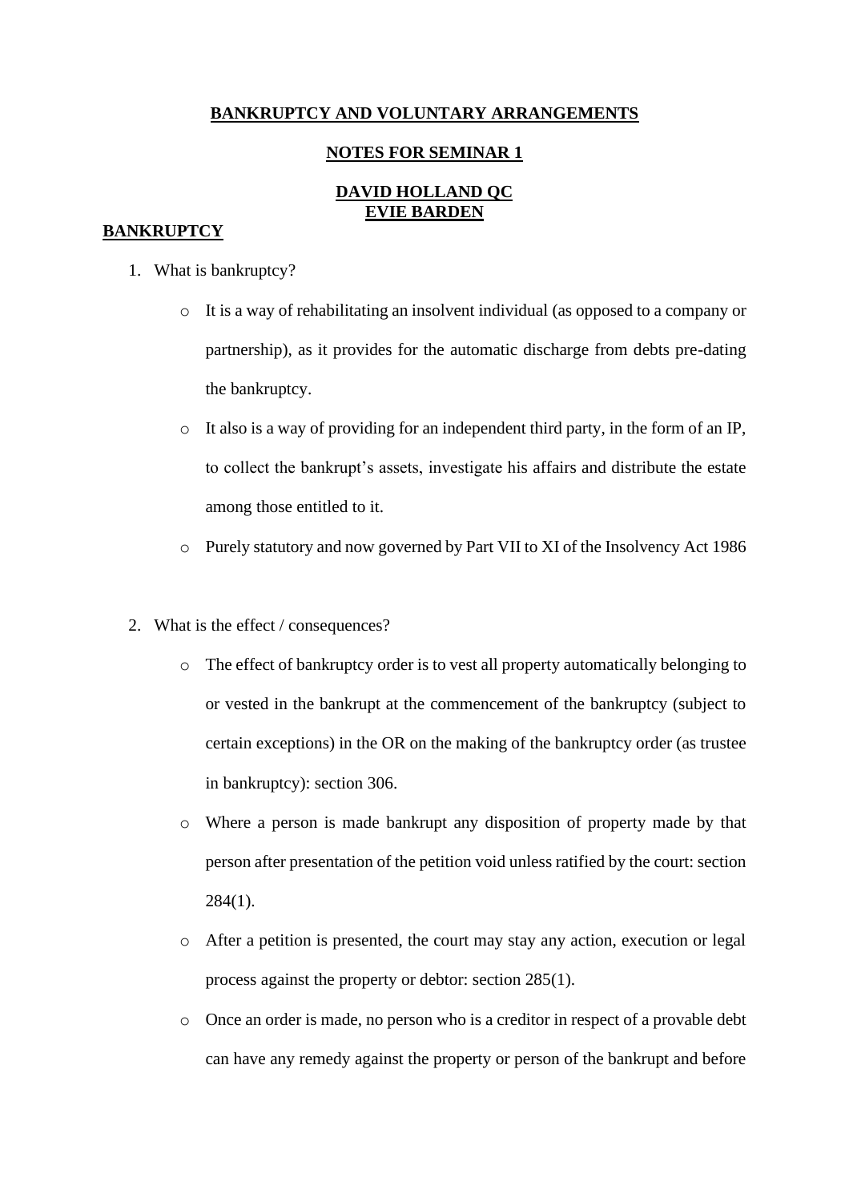# BANKRUPTCY AND VOLUNTARY ARRANGEMENTS

## NOTES FOR SEMINAR 1

## DAVID HOLLAND QC
## EVIE BARDEN

## BANKRUPTCY

1. What is bankruptcy?

   - It is a way of rehabilitating an insolvent individual (as opposed to a company or partnership), as it provides for the automatic discharge from debts pre-dating the bankruptcy.
   - It also is a way of providing for an independent third party, in the form of an IP, to collect the bankrupt's assets, investigate his affairs and distribute the estate among those entitled to it.
   - Purely statutory and now governed by Part VII to XI of the Insolvency Act 1986

2. What is the effect / consequences?

   - The effect of bankruptcy order is to vest all property automatically belonging to or vested in the bankrupt at the commencement of the bankruptcy (subject to certain exceptions) in the OR on the making of the bankruptcy order (as trustee in bankruptcy): section 306.
   - Where a person is made bankrupt any disposition of property made by that person after presentation of the petition void unless ratified by the court: section 284(1).
   - After a petition is presented, the court may stay any action, execution or legal process against the property or debtor: section 285(1).
   - Once an order is made, no person who is a creditor in respect of a provable debt can have any remedy against the property or person of the bankrupt and before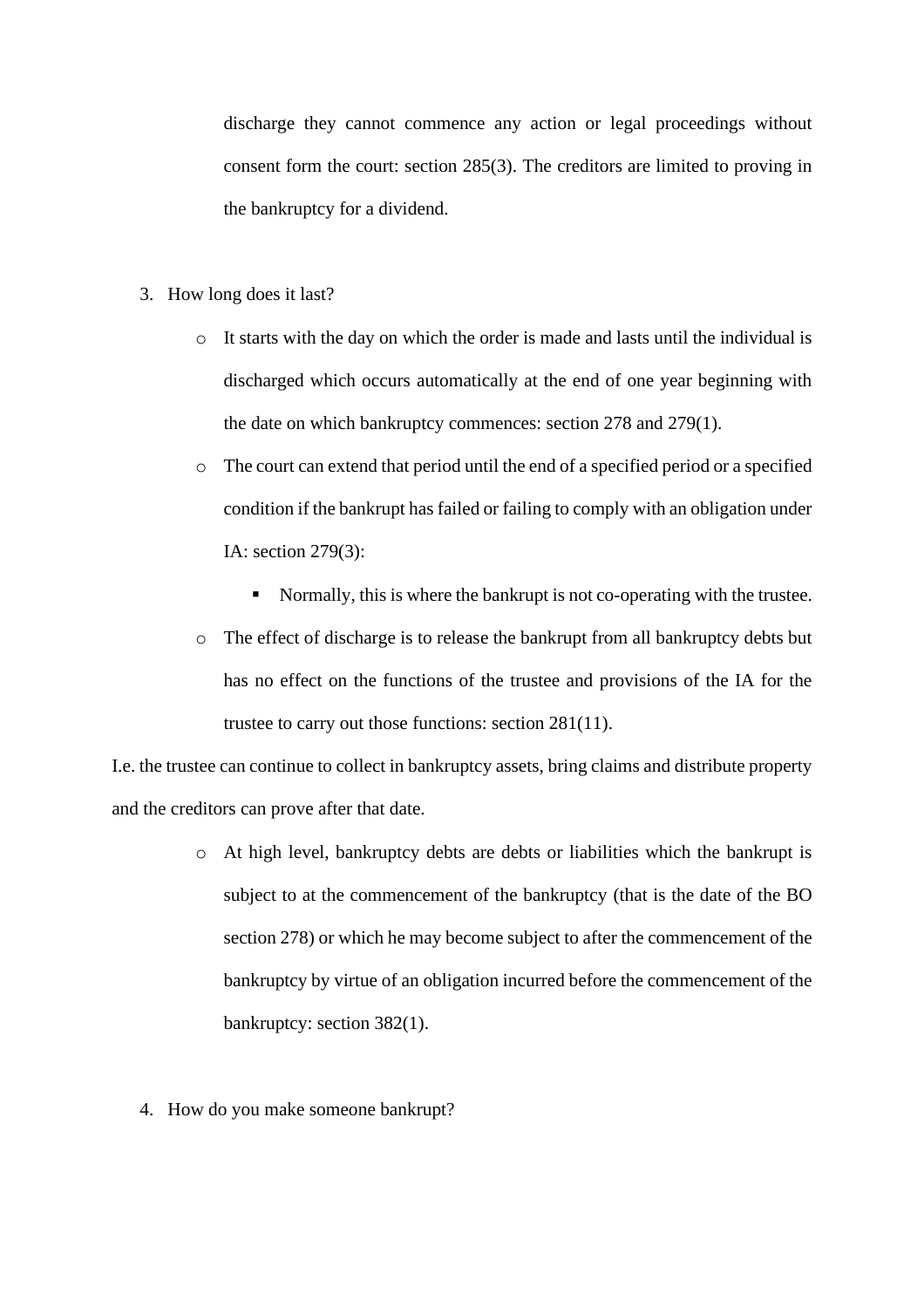discharge they cannot commence any action or legal proceedings without consent form the court: section 285(3). The creditors are limited to proving in the bankruptcy for a dividend.

3. How long does it last?
    - It starts with the day on which the order is made and lasts until the individual is discharged which occurs automatically at the end of one year beginning with the date on which bankruptcy commences: section 278 and 279(1).
    - The court can extend that period until the end of a specified period or a specified condition if the bankrupt has failed or failing to comply with an obligation under IA: section 279(3):
        - Normally, this is where the bankrupt is not co-operating with the trustee.
    - The effect of discharge is to release the bankrupt from all bankruptcy debts but has no effect on the functions of the trustee and provisions of the IA for the trustee to carry out those functions: section 281(11).

I.e. the trustee can continue to collect in bankruptcy assets, bring claims and distribute property and the creditors can prove after that date.

- At high level, bankruptcy debts are debts or liabilities which the bankrupt is subject to at the commencement of the bankruptcy (that is the date of the BO section 278) or which he may become subject to after the commencement of the bankruptcy by virtue of an obligation incurred before the commencement of the bankruptcy: section 382(1).

4. How do you make someone bankrupt?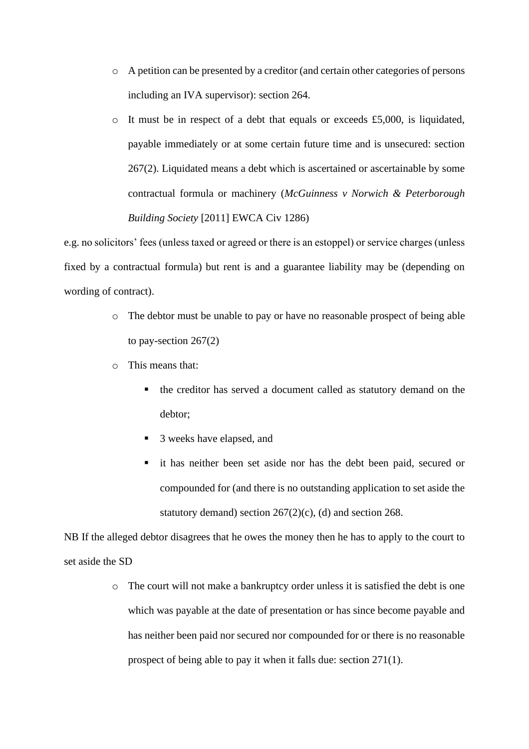- A petition can be presented by a creditor (and certain other categories of persons including an IVA supervisor): section 264.
- It must be in respect of a debt that equals or exceeds £5,000, is liquidated, payable immediately or at some certain future time and is unsecured: section 267(2). Liquidated means a debt which is ascertained or ascertainable by some contractual formula or machinery (*McGuinness v Norwich & Peterborough Building Society* [2011] EWCA Civ 1286)

e.g. no solicitors' fees (unless taxed or agreed or there is an estoppel) or service charges (unless fixed by a contractual formula) but rent is and a guarantee liability may be (depending on wording of contract).

- The debtor must be unable to pay or have no reasonable prospect of being able to pay-section 267(2)
- This means that:
  - the creditor has served a document called as statutory demand on the debtor;
  - 3 weeks have elapsed, and
  - it has neither been set aside nor has the debt been paid, secured or compounded for (and there is no outstanding application to set aside the statutory demand) section 267(2)(c), (d) and section 268.

NB If the alleged debtor disagrees that he owes the money then he has to apply to the court to set aside the SD

- The court will not make a bankruptcy order unless it is satisfied the debt is one which was payable at the date of presentation or has since become payable and has neither been paid nor secured nor compounded for or there is no reasonable prospect of being able to pay it when it falls due: section 271(1).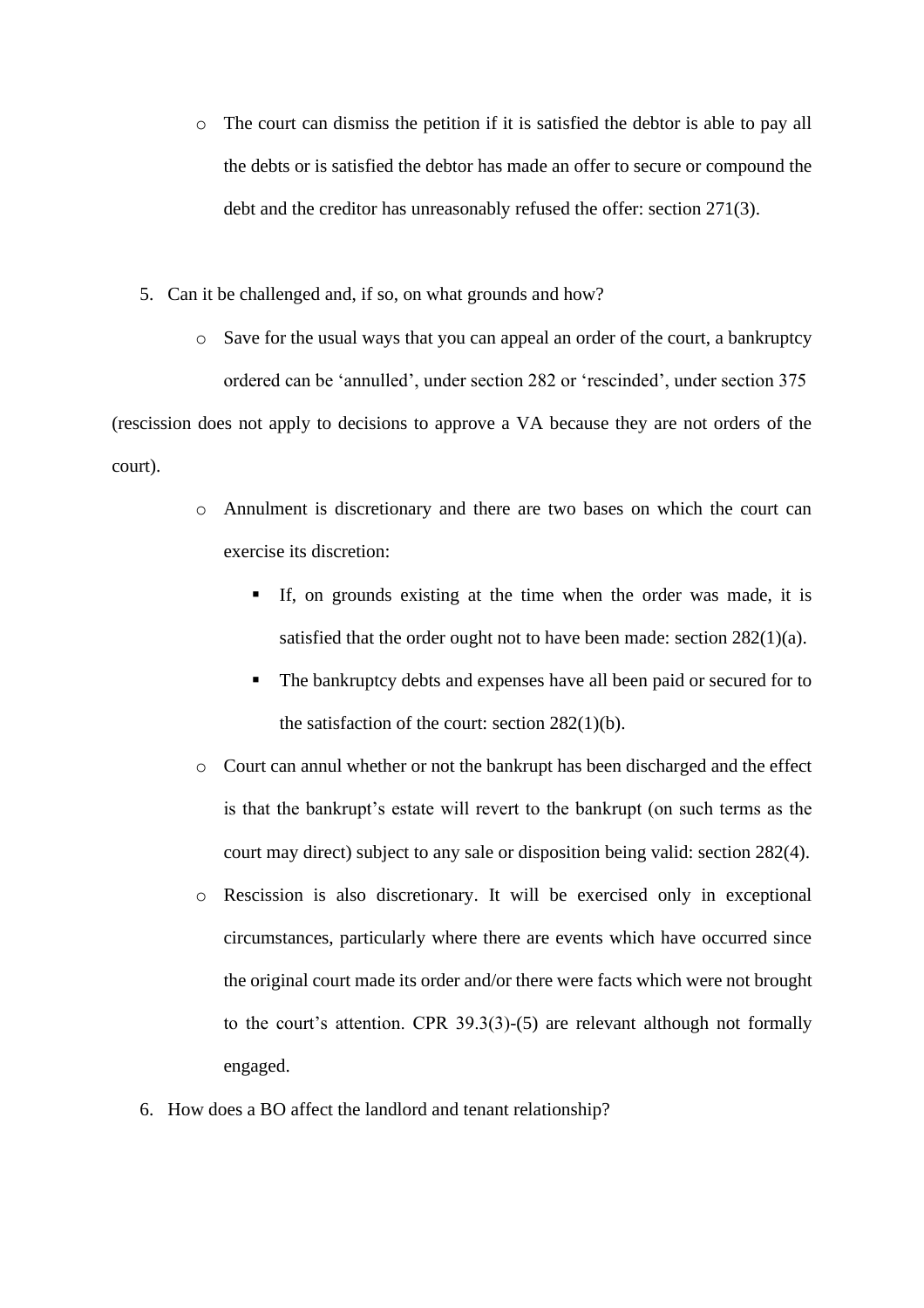- The court can dismiss the petition if it is satisfied the debtor is able to pay all the debts or is satisfied the debtor has made an offer to secure or compound the debt and the creditor has unreasonably refused the offer: section 271(3).

5. Can it be challenged and, if so, on what grounds and how?
    - Save for the usual ways that you can appeal an order of the court, a bankruptcy ordered can be 'annulled', under section 282 or 'rescinded', under section 375 (rescission does not apply to decisions to approve a VA because they are not orders of the court).
    - Annulment is discretionary and there are two bases on which the court can exercise its discretion:
        - If, on grounds existing at the time when the order was made, it is satisfied that the order ought not to have been made: section 282(1)(a).
        - The bankruptcy debts and expenses have all been paid or secured for to the satisfaction of the court: section 282(1)(b).
    - Court can annul whether or not the bankrupt has been discharged and the effect is that the bankrupt's estate will revert to the bankrupt (on such terms as the court may direct) subject to any sale or disposition being valid: section 282(4).
    - Rescission is also discretionary. It will be exercised only in exceptional circumstances, particularly where there are events which have occurred since the original court made its order and/or there were facts which were not brought to the court's attention. CPR 39.3(3)-(5) are relevant although not formally engaged.
6. How does a BO affect the landlord and tenant relationship?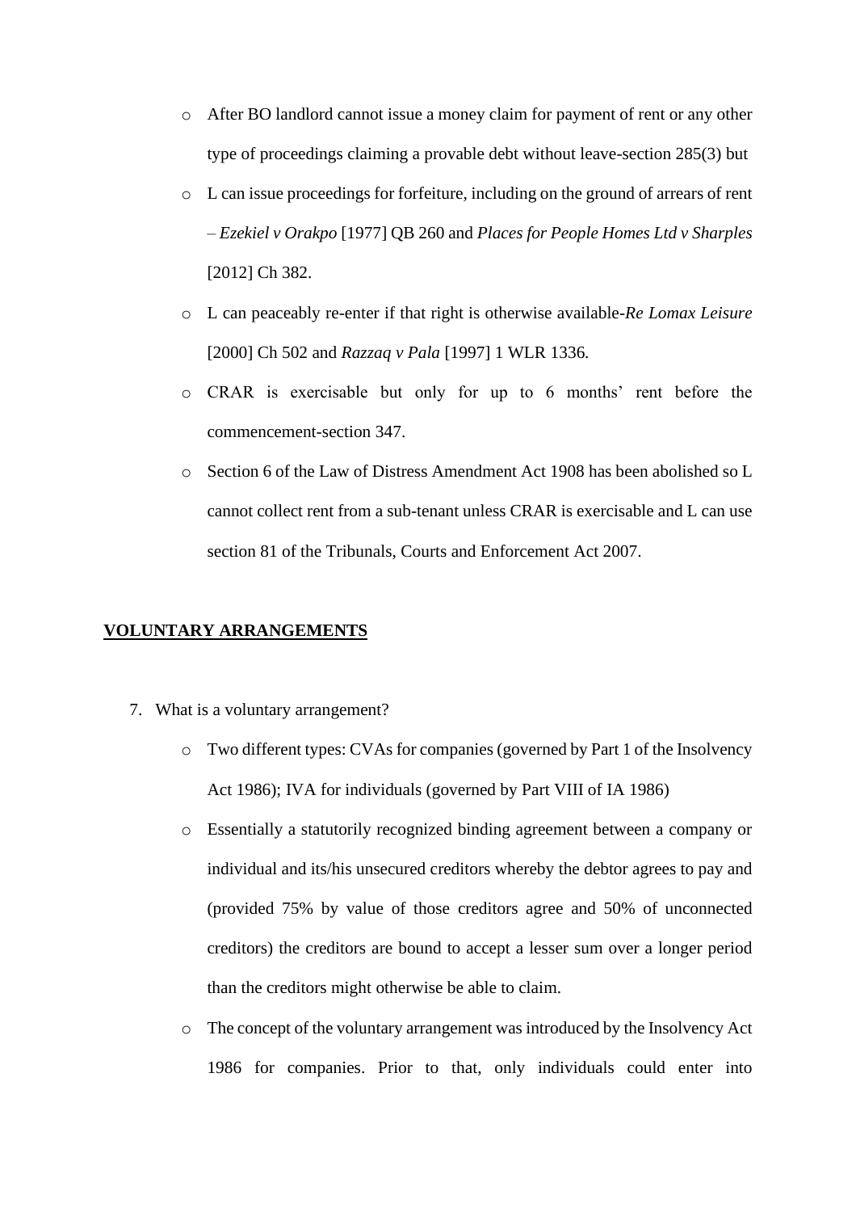- After BO landlord cannot issue a money claim for payment of rent or any other type of proceedings claiming a provable debt without leave-section 285(3) but
- L can issue proceedings for forfeiture, including on the ground of arrears of rent – *Ezekiel v Orakpo* [1977] QB 260 and *Places for People Homes Ltd v Sharples* [2012] Ch 382.
- L can peaceably re-enter if that right is otherwise available-*Re Lomax Leisure* [2000] Ch 502 and *Razzaq v Pala* [1997] 1 WLR 1336.
- CRAR is exercisable but only for up to 6 months' rent before the commencement-section 347.
- Section 6 of the Law of Distress Amendment Act 1908 has been abolished so L cannot collect rent from a sub-tenant unless CRAR is exercisable and L can use section 81 of the Tribunals, Courts and Enforcement Act 2007.

## VOLUNTARY ARRANGEMENTS

7. What is a voluntary arrangement?
   - Two different types: CVAs for companies (governed by Part 1 of the Insolvency Act 1986); IVA for individuals (governed by Part VIII of IA 1986)
   - Essentially a statutorily recognized binding agreement between a company or individual and its/his unsecured creditors whereby the debtor agrees to pay and (provided 75% by value of those creditors agree and 50% of unconnected creditors) the creditors are bound to accept a lesser sum over a longer period than the creditors might otherwise be able to claim.
   - The concept of the voluntary arrangement was introduced by the Insolvency Act 1986 for companies. Prior to that, only individuals could enter into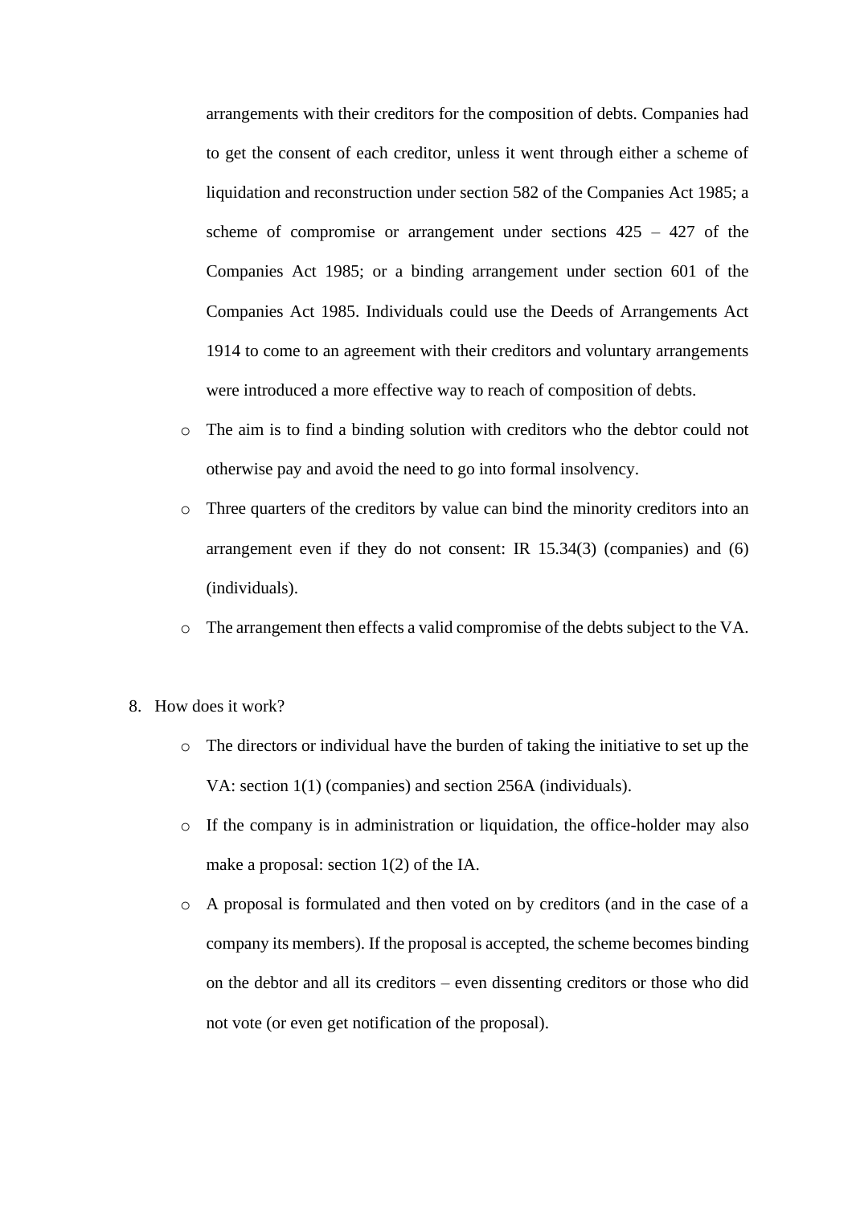arrangements with their creditors for the composition of debts. Companies had to get the consent of each creditor, unless it went through either a scheme of liquidation and reconstruction under section 582 of the Companies Act 1985; a scheme of compromise or arrangement under sections 425 – 427 of the Companies Act 1985; or a binding arrangement under section 601 of the Companies Act 1985. Individuals could use the Deeds of Arrangements Act 1914 to come to an agreement with their creditors and voluntary arrangements were introduced a more effective way to reach of composition of debts.

- The aim is to find a binding solution with creditors who the debtor could not otherwise pay and avoid the need to go into formal insolvency.
- Three quarters of the creditors by value can bind the minority creditors into an arrangement even if they do not consent: IR 15.34(3) (companies) and (6) (individuals).
- The arrangement then effects a valid compromise of the debts subject to the VA.

8. How does it work?
    - The directors or individual have the burden of taking the initiative to set up the VA: section 1(1) (companies) and section 256A (individuals).
    - If the company is in administration or liquidation, the office-holder may also make a proposal: section 1(2) of the IA.
    - A proposal is formulated and then voted on by creditors (and in the case of a company its members). If the proposal is accepted, the scheme becomes binding on the debtor and all its creditors – even dissenting creditors or those who did not vote (or even get notification of the proposal).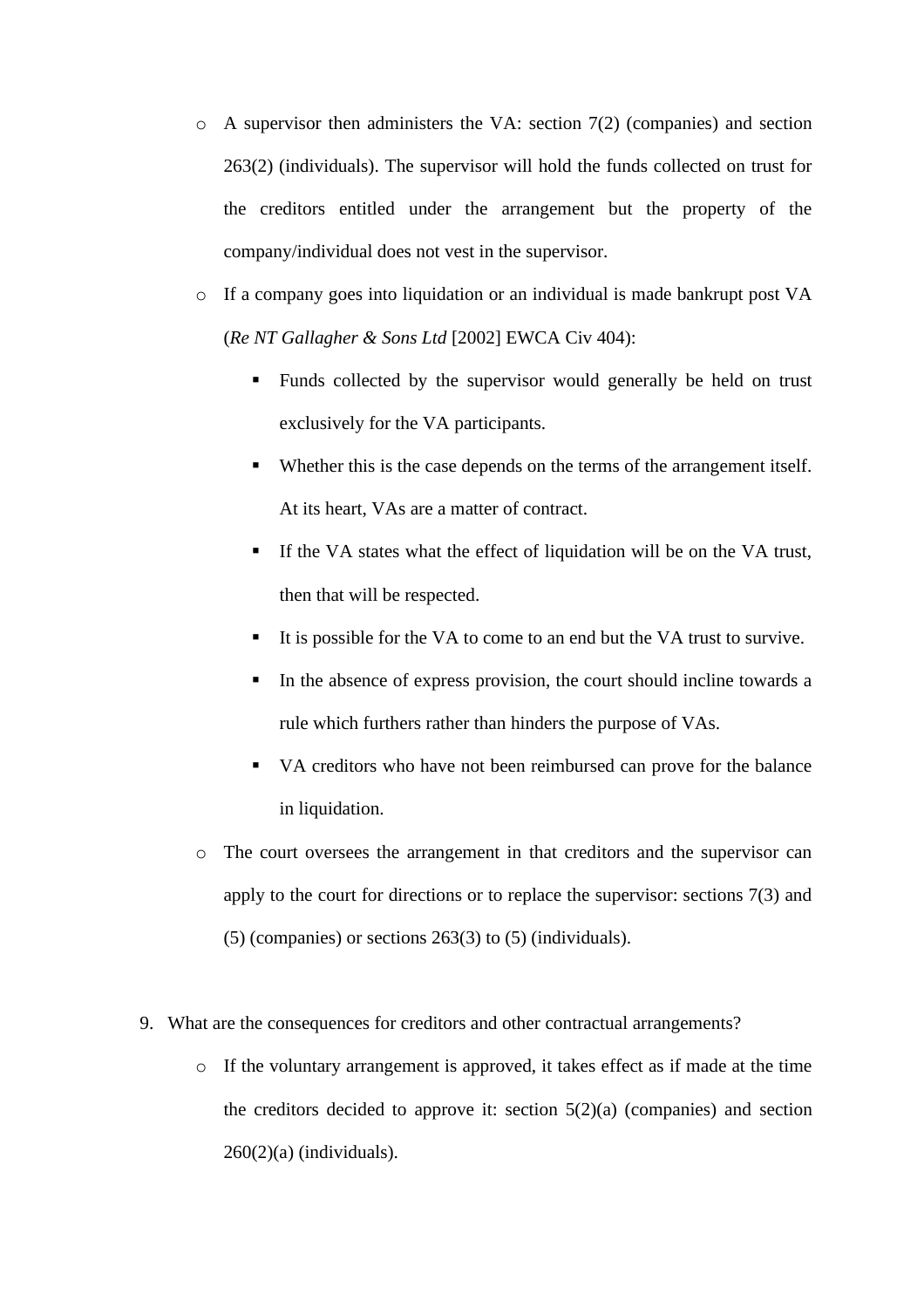- A supervisor then administers the VA: section 7(2) (companies) and section 263(2) (individuals). The supervisor will hold the funds collected on trust for the creditors entitled under the arrangement but the property of the company/individual does not vest in the supervisor.
- If a company goes into liquidation or an individual is made bankrupt post VA (*Re NT Gallagher & Sons Ltd* [2002] EWCA Civ 404):
    - Funds collected by the supervisor would generally be held on trust exclusively for the VA participants.
    - Whether this is the case depends on the terms of the arrangement itself. At its heart, VAs are a matter of contract.
    - If the VA states what the effect of liquidation will be on the VA trust, then that will be respected.
    - It is possible for the VA to come to an end but the VA trust to survive.
    - In the absence of express provision, the court should incline towards a rule which furthers rather than hinders the purpose of VAs.
    - VA creditors who have not been reimbursed can prove for the balance in liquidation.
- The court oversees the arrangement in that creditors and the supervisor can apply to the court for directions or to replace the supervisor: sections 7(3) and (5) (companies) or sections 263(3) to (5) (individuals).

9. What are the consequences for creditors and other contractual arrangements?
    - If the voluntary arrangement is approved, it takes effect as if made at the time the creditors decided to approve it: section 5(2)(a) (companies) and section 260(2)(a) (individuals).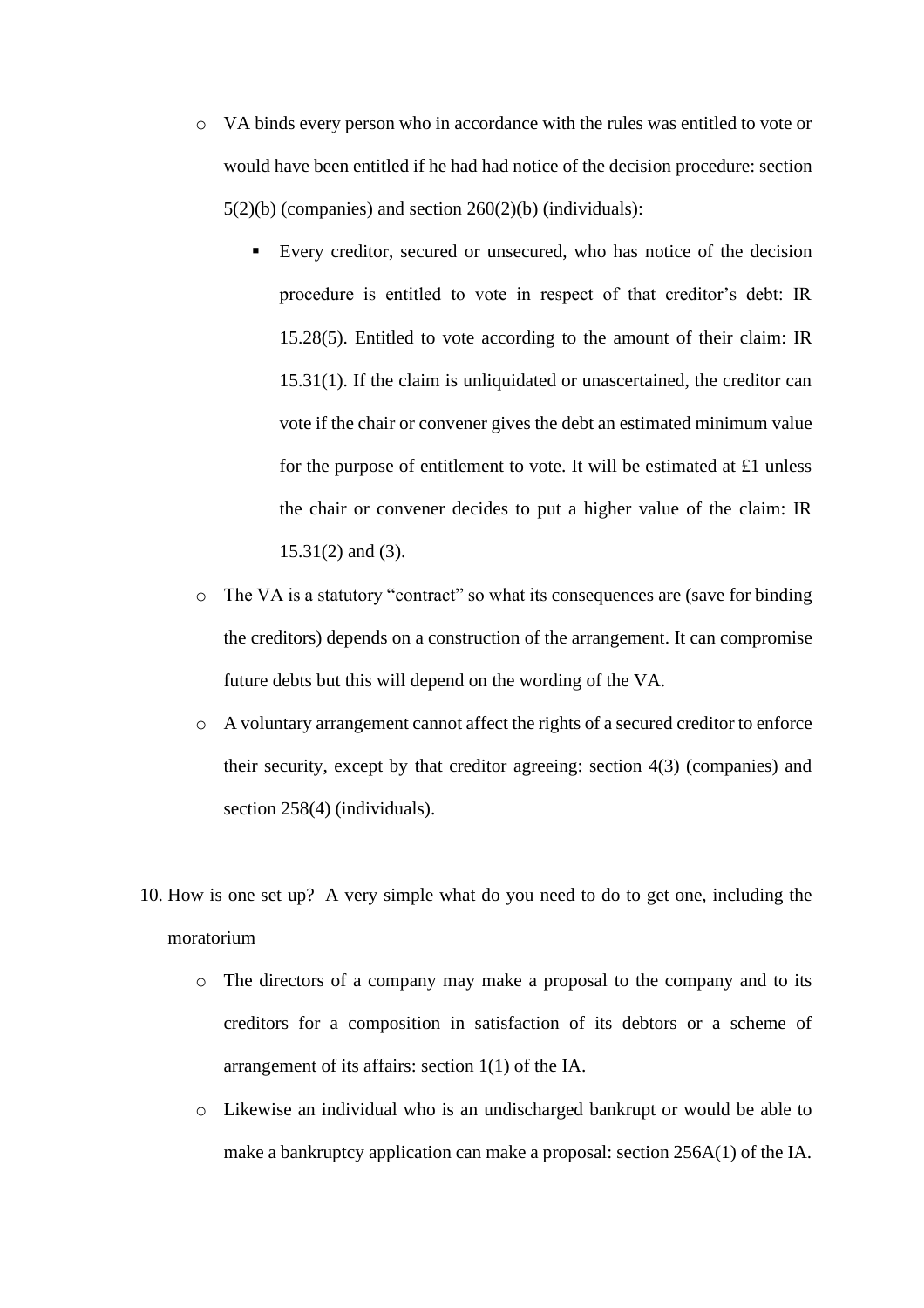- VA binds every person who in accordance with the rules was entitled to vote or would have been entitled if he had had notice of the decision procedure: section 5(2)(b) (companies) and section 260(2)(b) (individuals):
    - Every creditor, secured or unsecured, who has notice of the decision procedure is entitled to vote in respect of that creditor's debt: IR 15.28(5). Entitled to vote according to the amount of their claim: IR 15.31(1). If the claim is unliquidated or unascertained, the creditor can vote if the chair or convener gives the debt an estimated minimum value for the purpose of entitlement to vote. It will be estimated at £1 unless the chair or convener decides to put a higher value of the claim: IR 15.31(2) and (3).
- The VA is a statutory "contract" so what its consequences are (save for binding the creditors) depends on a construction of the arrangement. It can compromise future debts but this will depend on the wording of the VA.
- A voluntary arrangement cannot affect the rights of a secured creditor to enforce their security, except by that creditor agreeing: section 4(3) (companies) and section 258(4) (individuals).

10. How is one set up? A very simple what do you need to do to get one, including the moratorium
    - The directors of a company may make a proposal to the company and to its creditors for a composition in satisfaction of its debtors or a scheme of arrangement of its affairs: section 1(1) of the IA.
    - Likewise an individual who is an undischarged bankrupt or would be able to make a bankruptcy application can make a proposal: section 256A(1) of the IA.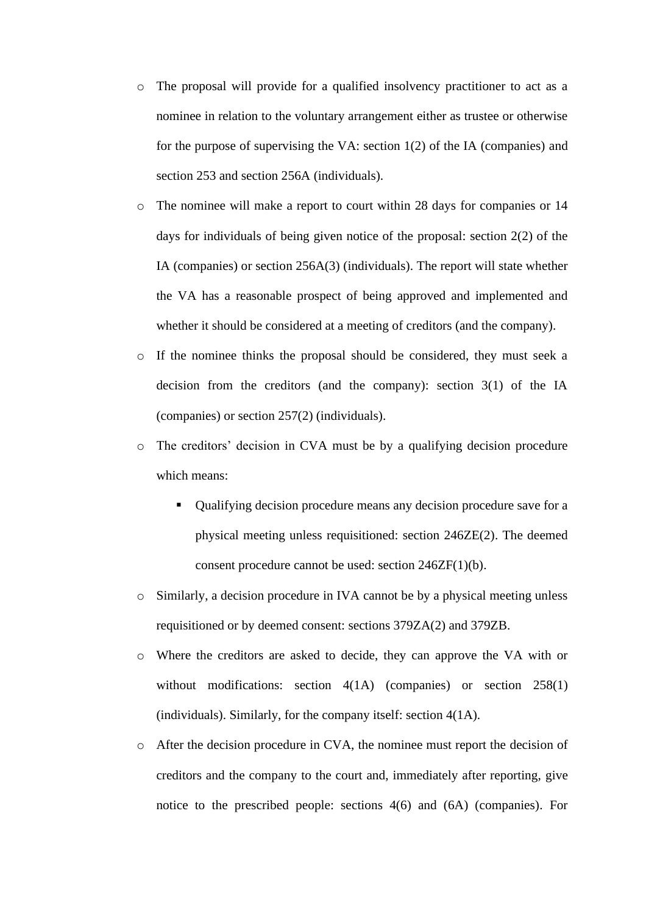- The proposal will provide for a qualified insolvency practitioner to act as a nominee in relation to the voluntary arrangement either as trustee or otherwise for the purpose of supervising the VA: section 1(2) of the IA (companies) and section 253 and section 256A (individuals).
- The nominee will make a report to court within 28 days for companies or 14 days for individuals of being given notice of the proposal: section 2(2) of the IA (companies) or section 256A(3) (individuals). The report will state whether the VA has a reasonable prospect of being approved and implemented and whether it should be considered at a meeting of creditors (and the company).
- If the nominee thinks the proposal should be considered, they must seek a decision from the creditors (and the company): section 3(1) of the IA (companies) or section 257(2) (individuals).
- The creditors' decision in CVA must be by a qualifying decision procedure which means:
    - Qualifying decision procedure means any decision procedure save for a physical meeting unless requisitioned: section 246ZE(2). The deemed consent procedure cannot be used: section 246ZF(1)(b).
- Similarly, a decision procedure in IVA cannot be by a physical meeting unless requisitioned or by deemed consent: sections 379ZA(2) and 379ZB.
- Where the creditors are asked to decide, they can approve the VA with or without modifications: section 4(1A) (companies) or section 258(1) (individuals). Similarly, for the company itself: section 4(1A).
- After the decision procedure in CVA, the nominee must report the decision of creditors and the company to the court and, immediately after reporting, give notice to the prescribed people: sections 4(6) and (6A) (companies). For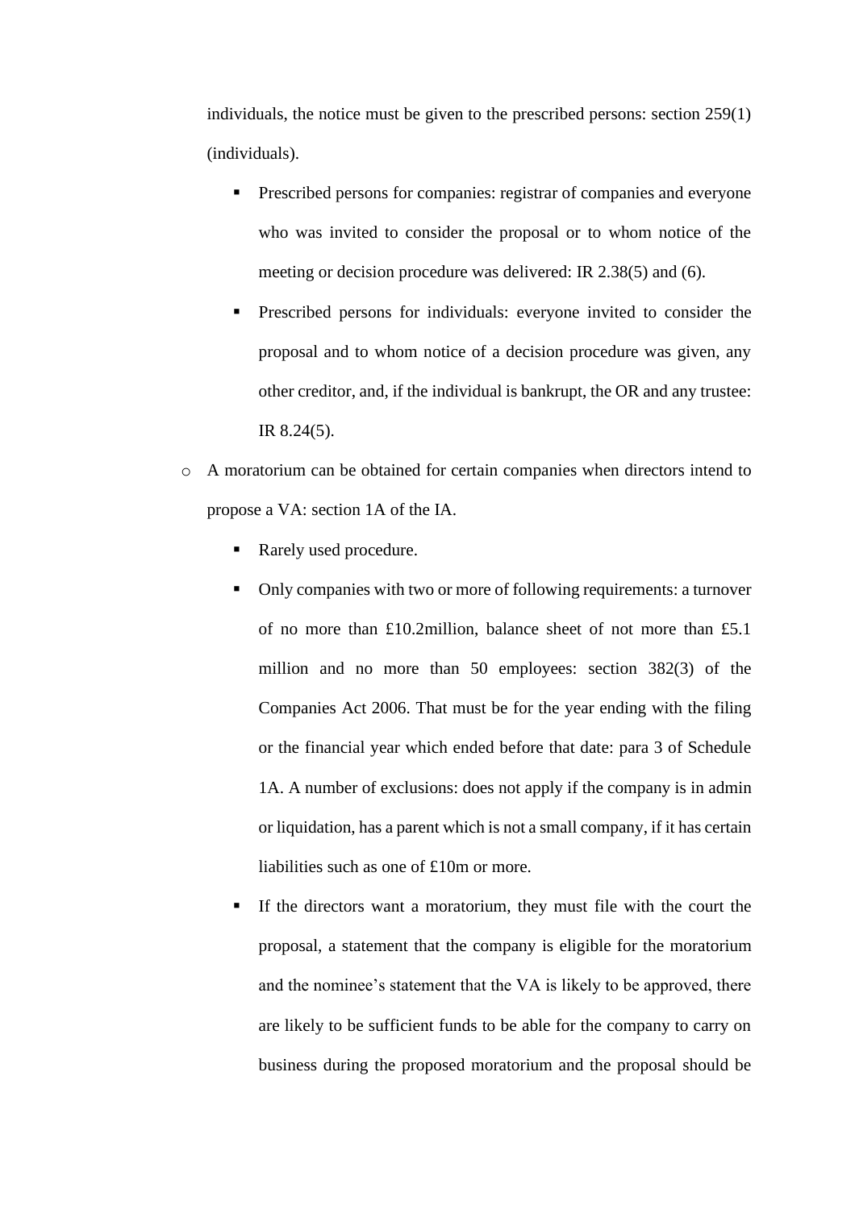individuals, the notice must be given to the prescribed persons: section 259(1) (individuals).

    - Prescribed persons for companies: registrar of companies and everyone who was invited to consider the proposal or to whom notice of the meeting or decision procedure was delivered: IR 2.38(5) and (6).
    - Prescribed persons for individuals: everyone invited to consider the proposal and to whom notice of a decision procedure was given, any other creditor, and, if the individual is bankrupt, the OR and any trustee: IR 8.24(5).

- A moratorium can be obtained for certain companies when directors intend to propose a VA: section 1A of the IA.
    - Rarely used procedure.
    - Only companies with two or more of following requirements: a turnover of no more than £10.2million, balance sheet of not more than £5.1 million and no more than 50 employees: section 382(3) of the Companies Act 2006. That must be for the year ending with the filing or the financial year which ended before that date: para 3 of Schedule 1A. A number of exclusions: does not apply if the company is in admin or liquidation, has a parent which is not a small company, if it has certain liabilities such as one of £10m or more.
    - If the directors want a moratorium, they must file with the court the proposal, a statement that the company is eligible for the moratorium and the nominee's statement that the VA is likely to be approved, there are likely to be sufficient funds to be able for the company to carry on business during the proposed moratorium and the proposal should be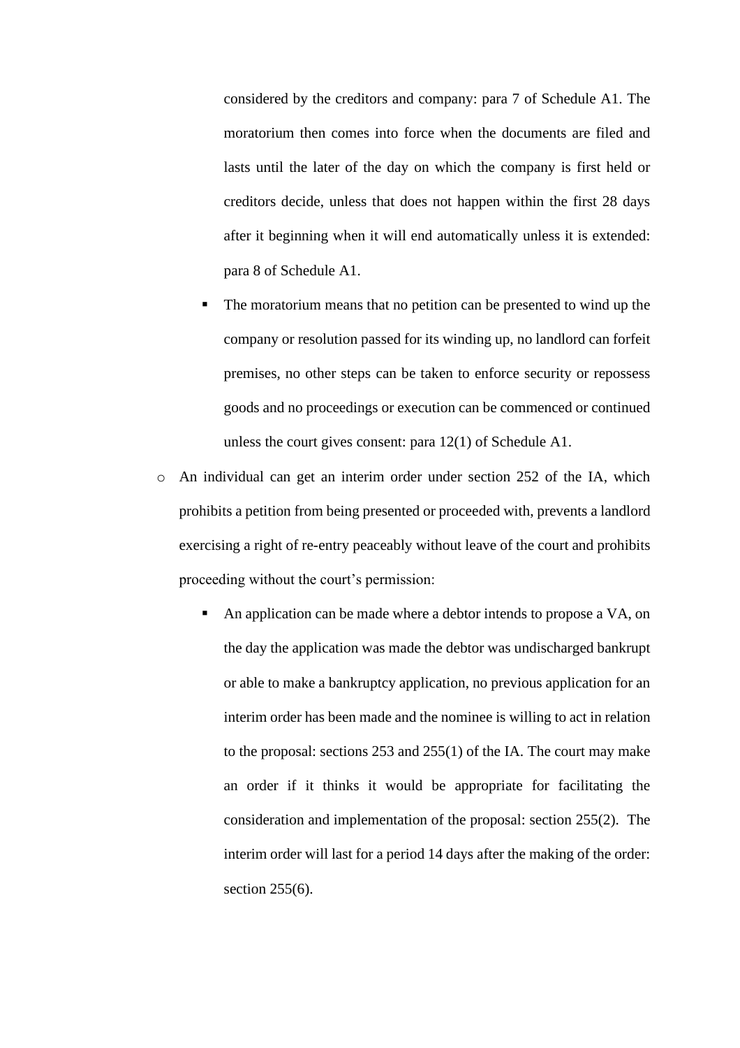considered by the creditors and company: para 7 of Schedule A1. The moratorium then comes into force when the documents are filed and lasts until the later of the day on which the company is first held or creditors decide, unless that does not happen within the first 28 days after it beginning when it will end automatically unless it is extended: para 8 of Schedule A1.

    - The moratorium means that no petition can be presented to wind up the company or resolution passed for its winding up, no landlord can forfeit premises, no other steps can be taken to enforce security or repossess goods and no proceedings or execution can be commenced or continued unless the court gives consent: para 12(1) of Schedule A1.

- An individual can get an interim order under section 252 of the IA, which prohibits a petition from being presented or proceeded with, prevents a landlord exercising a right of re-entry peaceably without leave of the court and prohibits proceeding without the court's permission:
    - An application can be made where a debtor intends to propose a VA, on the day the application was made the debtor was undischarged bankrupt or able to make a bankruptcy application, no previous application for an interim order has been made and the nominee is willing to act in relation to the proposal: sections 253 and 255(1) of the IA. The court may make an order if it thinks it would be appropriate for facilitating the consideration and implementation of the proposal: section 255(2). The interim order will last for a period 14 days after the making of the order: section 255(6).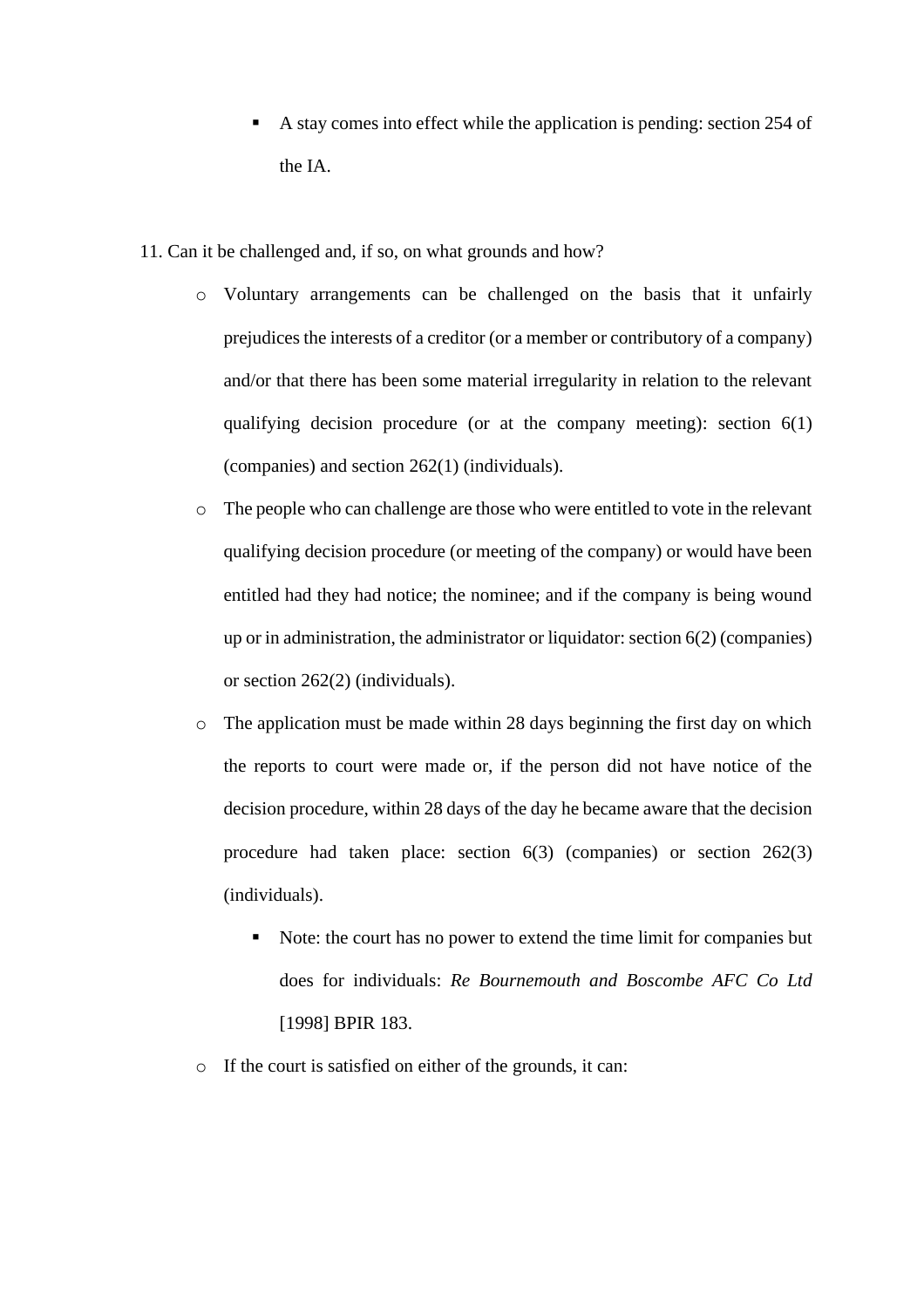- A stay comes into effect while the application is pending: section 254 of the IA.

11. Can it be challenged and, if so, on what grounds and how?
    - Voluntary arrangements can be challenged on the basis that it unfairly prejudices the interests of a creditor (or a member or contributory of a company) and/or that there has been some material irregularity in relation to the relevant qualifying decision procedure (or at the company meeting): section 6(1) (companies) and section 262(1) (individuals).
    - The people who can challenge are those who were entitled to vote in the relevant qualifying decision procedure (or meeting of the company) or would have been entitled had they had notice; the nominee; and if the company is being wound up or in administration, the administrator or liquidator: section 6(2) (companies) or section 262(2) (individuals).
    - The application must be made within 28 days beginning the first day on which the reports to court were made or, if the person did not have notice of the decision procedure, within 28 days of the day he became aware that the decision procedure had taken place: section 6(3) (companies) or section 262(3) (individuals).
        - Note: the court has no power to extend the time limit for companies but does for individuals: *Re Bournemouth and Boscombe AFC Co Ltd* [1998] BPIR 183.
    - If the court is satisfied on either of the grounds, it can: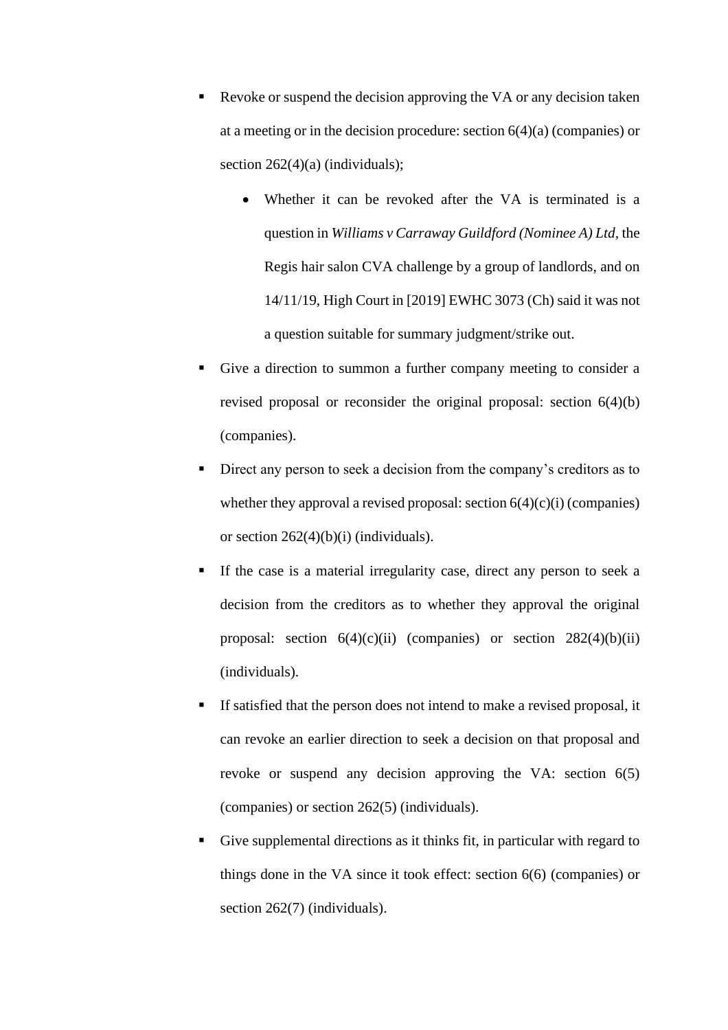- Revoke or suspend the decision approving the VA or any decision taken at a meeting or in the decision procedure: section 6(4)(a) (companies) or section 262(4)(a) (individuals);
    - Whether it can be revoked after the VA is terminated is a question in *Williams v Carraway Guildford (Nominee A) Ltd*, the Regis hair salon CVA challenge by a group of landlords, and on 14/11/19, High Court in [2019] EWHC 3073 (Ch) said it was not a question suitable for summary judgment/strike out.
- Give a direction to summon a further company meeting to consider a revised proposal or reconsider the original proposal: section 6(4)(b) (companies).
- Direct any person to seek a decision from the company's creditors as to whether they approval a revised proposal: section 6(4)(c)(i) (companies) or section 262(4)(b)(i) (individuals).
- If the case is a material irregularity case, direct any person to seek a decision from the creditors as to whether they approval the original proposal: section 6(4)(c)(ii) (companies) or section 282(4)(b)(ii) (individuals).
- If satisfied that the person does not intend to make a revised proposal, it can revoke an earlier direction to seek a decision on that proposal and revoke or suspend any decision approving the VA: section 6(5) (companies) or section 262(5) (individuals).
- Give supplemental directions as it thinks fit, in particular with regard to things done in the VA since it took effect: section 6(6) (companies) or section 262(7) (individuals).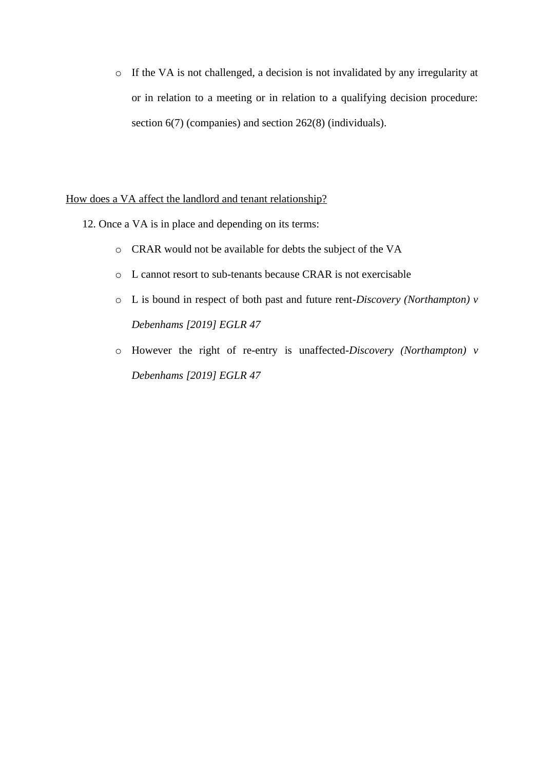- If the VA is not challenged, a decision is not invalidated by any irregularity at or in relation to a meeting or in relation to a qualifying decision procedure: section 6(7) (companies) and section 262(8) (individuals).

<u>How does a VA affect the landlord and tenant relationship?</u>

12. Once a VA is in place and depending on its terms:

    - CRAR would not be available for debts the subject of the VA
    - L cannot resort to sub-tenants because CRAR is not exercisable
    - L is bound in respect of both past and future rent-*Discovery (Northampton) v Debenhams [2019] EGLR 47*
    - However the right of re-entry is unaffected-*Discovery (Northampton) v Debenhams [2019] EGLR 47*